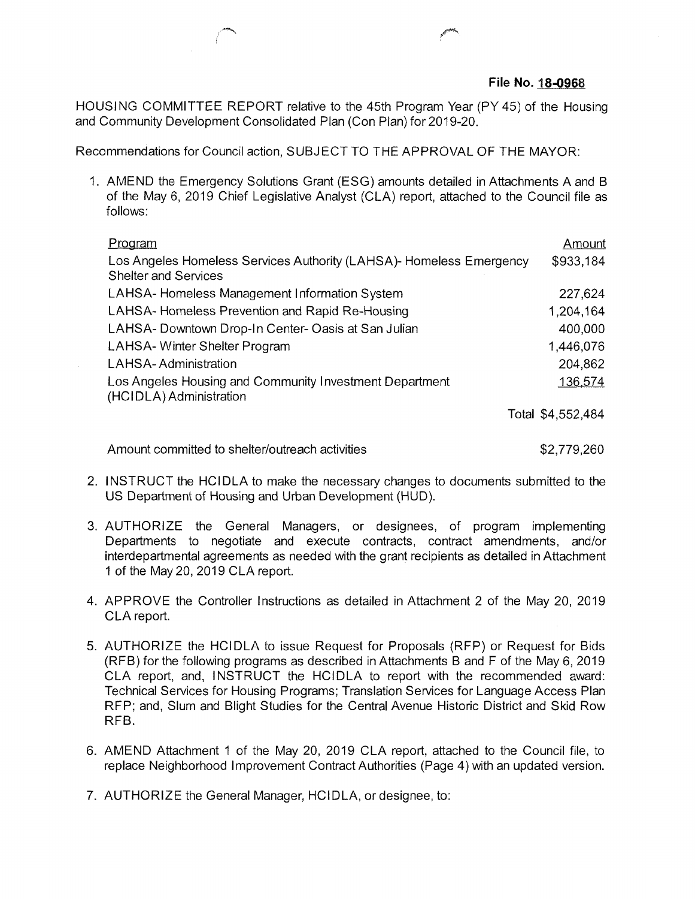**File No. 18-0968**

HOUSING COMMITTEE REPORT relative to the 45th Program Year (PY 45) of the Housing and Community Development Consolidated Plan (Con Plan) for 2019-20.

Recommendations for Council action, SUBJECT TO THE APPROVAL OF THE MAYOR:

1. AMEND the Emergency Solutions Grant (ESG) amounts detailed in Attachments A and B of the May 6, 2019 Chief Legislative Analyst (CLA) report, attached to the Council file as follows:

| Program | Amount |
|---|---|
| Los Angeles Homeless Services Authority (LAHSA)- Homeless Emergency Shelter and Services | $933,184 |
| LAHSA- Homeless Management Information System | 227,624 |
| LAHSA- Homeless Prevention and Rapid Re-Housing | 1,204,164 |
| LAHSA- Downtown Drop-In Center- Oasis at San Julian | 400,000 |
| LAHSA- Winter Shelter Program | 1,446,076 |
| LAHSA- Administration | 204,862 |
| Los Angeles Housing and Community Investment Department (HCIDLA) Administration | 136,574 |
| | Total $4,552,484 |
| | |
| Amount committed to shelter/outreach activities | $2,779,260 |

2. INSTRUCT the HCIDLA to make the necessary changes to documents submitted to the US Department of Housing and Urban Development (HUD).

3. AUTHORIZE the General Managers, or designees, of program implementing Departments to negotiate and execute contracts, contract amendments, and/or interdepartmental agreements as needed with the grant recipients as detailed in Attachment 1 of the May 20, 2019 CLA report.

4. APPROVE the Controller Instructions as detailed in Attachment 2 of the May 20, 2019 CLA report.

5. AUTHORIZE the HCIDLA to issue Request for Proposals (RFP) or Request for Bids (RFB) for the following programs as described in Attachments B and F of the May 6, 2019 CLA report, and, INSTRUCT the HCIDLA to report with the recommended award: Technical Services for Housing Programs; Translation Services for Language Access Plan RFP; and, Slum and Blight Studies for the Central Avenue Historic District and Skid Row RFB.

6. AMEND Attachment 1 of the May 20, 2019 CLA report, attached to the Council file, to replace Neighborhood Improvement Contract Authorities (Page 4) with an updated version.

7. AUTHORIZE the General Manager, HCIDLA, or designee, to: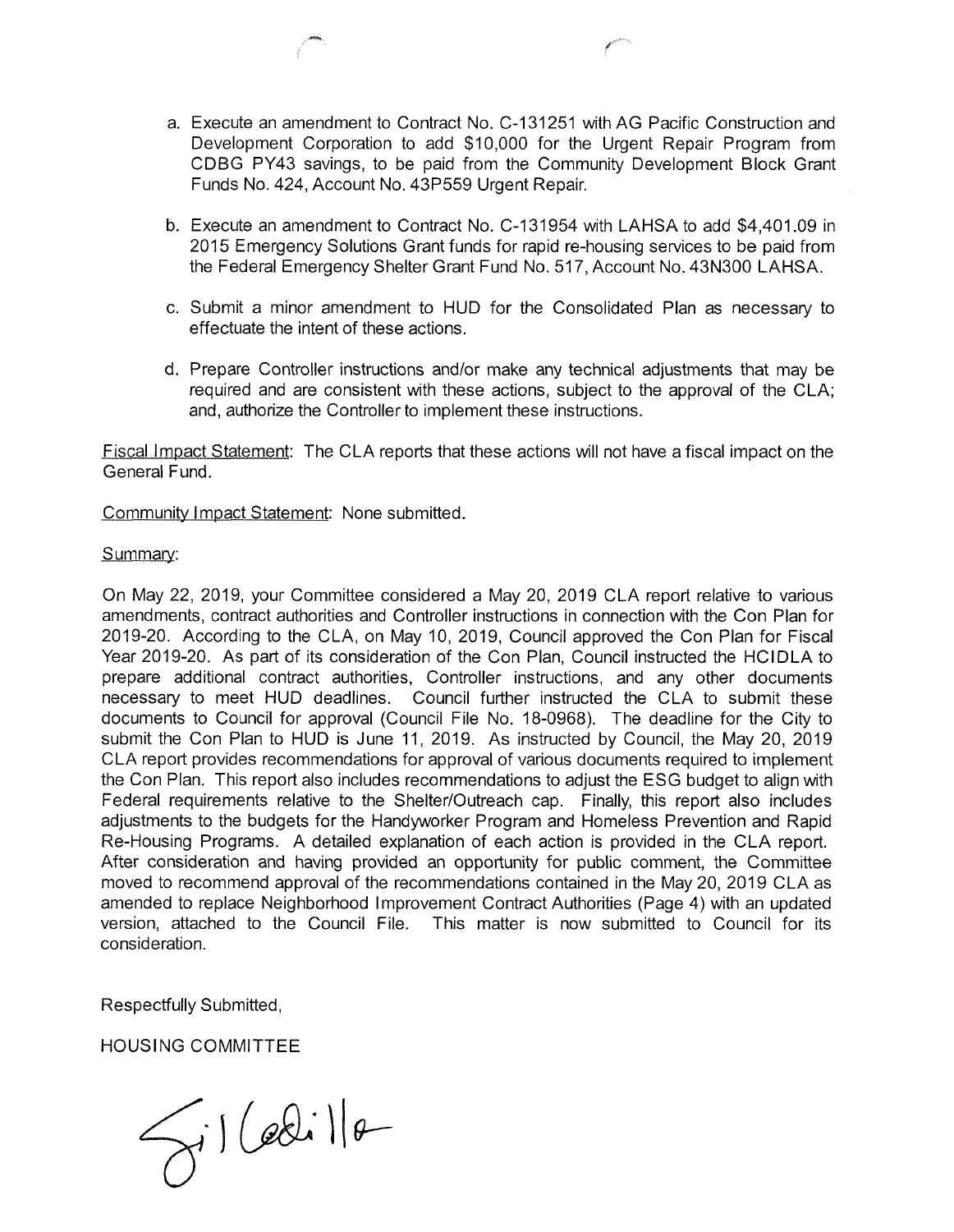a. Execute an amendment to Contract No. C-131251 with AG Pacific Construction and Development Corporation to add $10,000 for the Urgent Repair Program from CDBG PY43 savings, to be paid from the Community Development Block Grant Funds No. 424, Account No. 43P559 Urgent Repair.

b. Execute an amendment to Contract No. C-131954 with LAHSA to add $4,401.09 in 2015 Emergency Solutions Grant funds for rapid re-housing services to be paid from the Federal Emergency Shelter Grant Fund No. 517, Account No. 43N300 LAHSA.

c. Submit a minor amendment to HUD for the Consolidated Plan as necessary to effectuate the intent of these actions.

d. Prepare Controller instructions and/or make any technical adjustments that may be required and are consistent with these actions, subject to the approval of the CLA; and, authorize the Controller to implement these instructions.

Fiscal Impact Statement: The CLA reports that these actions will not have a fiscal impact on the General Fund.

Community Impact Statement: None submitted.

Summary:

On May 22, 2019, your Committee considered a May 20, 2019 CLA report relative to various amendments, contract authorities and Controller instructions in connection with the Con Plan for 2019-20. According to the CLA, on May 10, 2019, Council approved the Con Plan for Fiscal Year 2019-20. As part of its consideration of the Con Plan, Council instructed the HCIDLA to prepare additional contract authorities, Controller instructions, and any other documents necessary to meet HUD deadlines. Council further instructed the CLA to submit these documents to Council for approval (Council File No. 18-0968). The deadline for the City to submit the Con Plan to HUD is June 11, 2019. As instructed by Council, the May 20, 2019 CLA report provides recommendations for approval of various documents required to implement the Con Plan. This report also includes recommendations to adjust the ESG budget to align with Federal requirements relative to the Shelter/Outreach cap. Finally, this report also includes adjustments to the budgets for the Handyworker Program and Homeless Prevention and Rapid Re-Housing Programs. A detailed explanation of each action is provided in the CLA report. After consideration and having provided an opportunity for public comment, the Committee moved to recommend approval of the recommendations contained in the May 20, 2019 CLA as amended to replace Neighborhood Improvement Contract Authorities (Page 4) with an updated version, attached to the Council File. This matter is now submitted to Council for its consideration.

Respectfully Submitted,

HOUSING COMMITTEE

Gil Cedillo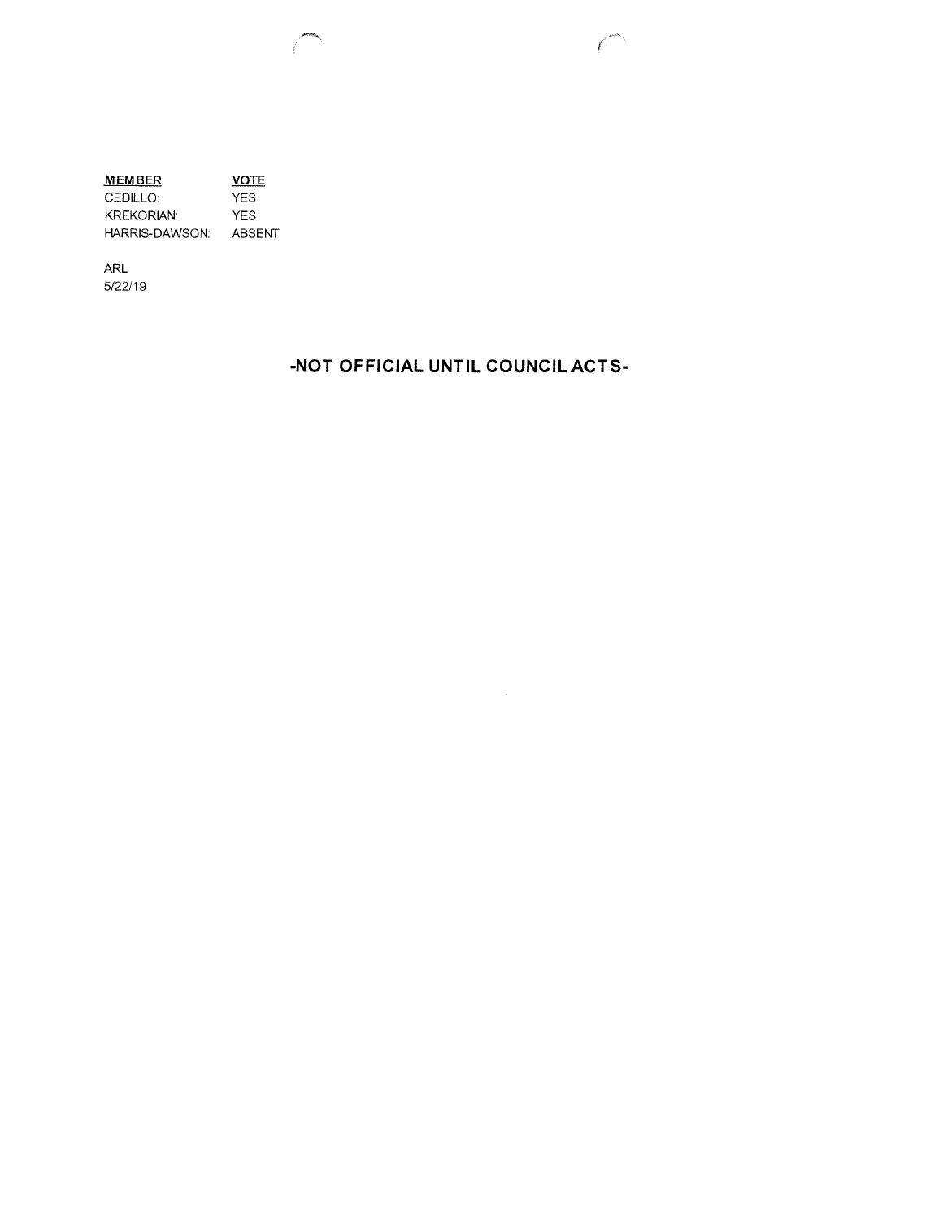| MEMBER | VOTE |
| --- | --- |
| CEDILLO: | YES |
| KREKORIAN: | YES |
| HARRIS-DAWSON: | ABSENT |

ARL
5/22/19

**-NOT OFFICIAL UNTIL COUNCIL ACTS-**